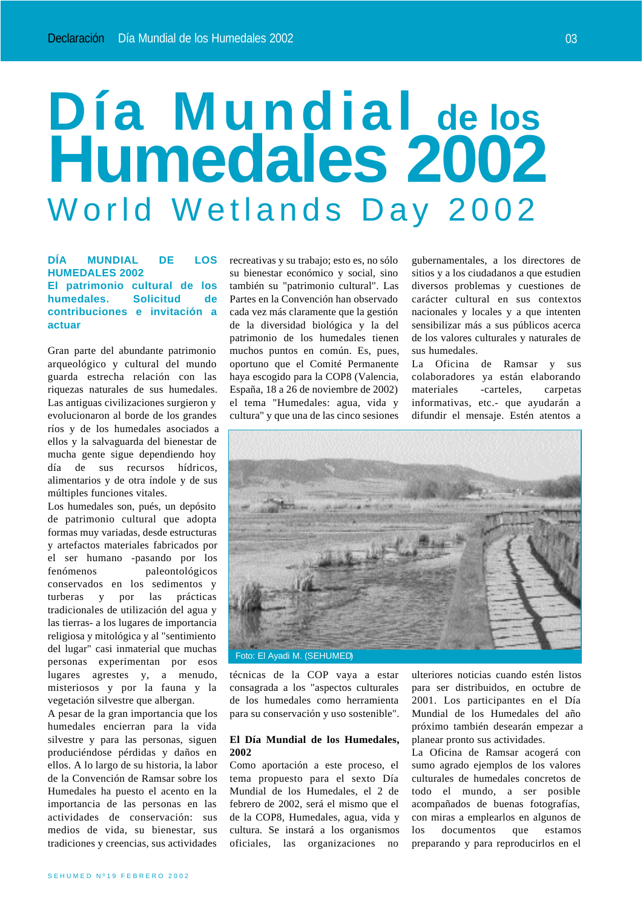# Día Mundial de los Humedales 2002

## World Wetlands Day 2002

### DÍA MUNDIAL DE LOS HUMEDALES 2002

### El patrimonio cultural de los humedales. Solicitud de contribuciones e invitación a actuar

Gran parte del abundante patrimonio arqueológico y cultural del mundo guarda estrecha relación con las riquezas naturales de sus humedales. Las antiguas civilizaciones surgieron y evolucionaron al borde de los grandes ríos y de los humedales asociados a ellos y la salvaguarda del bienestar de mucha gente sigue dependiendo hoy día de sus recursos hídricos, alimentarios y de otra índole y de sus múltiples funciones vitales.

Los humedales son, pués, un depósito de patrimonio cultural que adopta formas muy variadas, desde estructuras y artefactos materiales fabricados por el ser humano -pasando por los fenómenos paleontológicos conservados en los sedimentos y turberas y por las prácticas tradicionales de utilización del agua y las tierras- a los lugares de importancia religiosa y mitológica y al "sentimiento del lugar" casi inmaterial que muchas personas experimentan por esos lugares agrestes y, a menudo, misteriosos y por la fauna y la vegetación silvestre que albergan.

A pesar de la gran importancia que los humedales encierran para la vida silvestre y para las personas, siguen produciéndose pérdidas y daños en ellos. A lo largo de su historia, la labor de la Convención de Ramsar sobre los Humedales ha puesto el acento en la importancia de las personas en las actividades de conservación: sus medios de vida, su bienestar, sus tradiciones y creencias, sus actividades recreativas y su trabajo; esto es, no sólo su bienestar económico y social, sino también su "patrimonio cultural". Las Partes en la Convención han observado cada vez más claramente que la gestión de la diversidad biológica y la del patrimonio de los humedales tienen muchos puntos en común. Es, pues, oportuno que el Comité Permanente haya escogido para la COP8 (Valencia, España, 18 a 26 de noviembre de 2002) el tema "Humedales: agua, vida y cultura" y que una de las cinco sesiones técnicas de la COP vaya a estar consagrada a los "aspectos culturales de los humedales como herramienta para su conservación y uso sostenible".

Foto: El Ayadi M. (SEHUMED)

### El Día Mundial de los Humedales, 2002

Como aportación a este proceso, el tema propuesto para el sexto Día Mundial de los Humedales, el 2 de febrero de 2002, será el mismo que el de la COP8, Humedales, agua, vida y cultura. Se instará a los organismos oficiales, las organizaciones no gubernamentales, a los directores de sitios y a los ciudadanos a que estudien diversos problemas y cuestiones de carácter cultural en sus contextos nacionales y locales y a que intenten sensibilizar más a sus públicos acerca de los valores culturales y naturales de sus humedales.

La Oficina de Ramsar y sus colaboradores ya están elaborando materiales -carteles, carpetas informativas, etc.- que ayudarán a difundir el mensaje. Estén atentos a ulteriores noticias cuando estén listos para ser distribuidos, en octubre de 2001. Los participantes en el Día Mundial de los Humedales del año próximo también desearán empezar a planear pronto sus actividades.

La Oficina de Ramsar acogerá con sumo agrado ejemplos de los valores culturales de humedales concretos de todo el mundo, a ser posible acompañados de buenas fotografías, con miras a emplearlos en algunos de los documentos que estamos preparando y para reproducirlos en el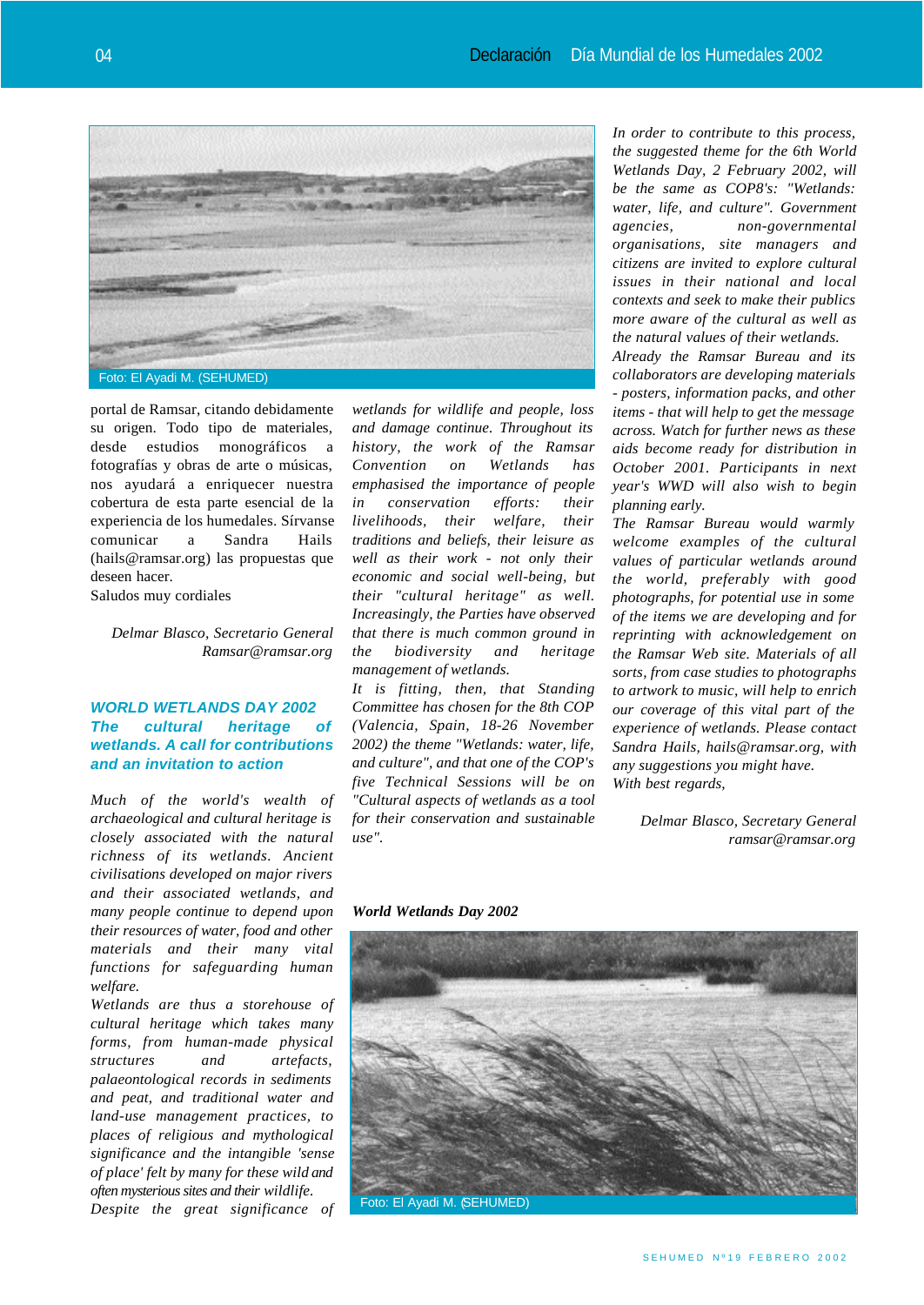Foto: El Ayadi M. (SEHUMED)

portal de Ramsar, citando debidamente su origen. Todo tipo de materiales, desde estudios monográficos a fotografías y obras de arte o músicas, nos ayudará a enriquecer nuestra cobertura de esta parte esencial de la experiencia de los humedales. Sírvanse comunicar a Sandra Hails (hails@ramsar.org) las propuestas que deseen hacer.

Saludos muy cordiales

*Delmar Blasco, Secretario General*
*Ramsar@ramsar.org*

## WORLD WETLANDS DAY 2002
## The cultural heritage of wetlands. A call for contributions and an invitation to action

*Much of the world's wealth of archaeological and cultural heritage is closely associated with the natural richness of its wetlands. Ancient civilisations developed on major rivers and their associated wetlands, and many people continue to depend upon their resources of water, food and other materials and their many vital functions for safeguarding human welfare.*

*Wetlands are thus a storehouse of cultural heritage which takes many forms, from human-made physical structures and artefacts, palaeontological records in sediments and peat, and traditional water and land-use management practices, to places of religious and mythological significance and the intangible 'sense of place' felt by many for these wild and often mysterious sites and their wildlife.*

*Despite the great significance of wetlands for wildlife and people, loss and damage continue. Throughout its history, the work of the Ramsar Convention on Wetlands has emphasised the importance of people in conservation efforts: their livelihoods, their welfare, their traditions and beliefs, their leisure as well as their work - not only their economic and social well-being, but their "cultural heritage" as well. Increasingly, the Parties have observed that there is much common ground in the biodiversity and heritage management of wetlands.*

*It is fitting, then, that Standing Committee has chosen for the 8th COP (Valencia, Spain, 18-26 November 2002) the theme "Wetlands: water, life, and culture", and that one of the COP's five Technical Sessions will be on "Cultural aspects of wetlands as a tool for their conservation and sustainable use".*

*In order to contribute to this process, the suggested theme for the 6th World Wetlands Day, 2 February 2002, will be the same as COP8's: "Wetlands: water, life, and culture". Government agencies, non-governmental organisations, site managers and citizens are invited to explore cultural issues in their national and local contexts and seek to make their publics more aware of the cultural as well as the natural values of their wetlands.*

*Already the Ramsar Bureau and its collaborators are developing materials - posters, information packs, and other items - that will help to get the message across. Watch for further news as these aids become ready for distribution in October 2001. Participants in next year's WWD will also wish to begin planning early.*

*The Ramsar Bureau would warmly welcome examples of the cultural values of particular wetlands around the world, preferably with good photographs, for potential use in some of the items we are developing and for reprinting with acknowledgement on the Ramsar Web site. Materials of all sorts, from case studies to photographs to artwork to music, will help to enrich our coverage of this vital part of the experience of wetlands. Please contact Sandra Hails, hails@ramsar.org, with any suggestions you might have.*

*With best regards,*

*Delmar Blasco, Secretary General*
*ramsar@ramsar.org*

***World Wetlands Day 2002***

Foto: El Ayadi M. (SEHUMED)